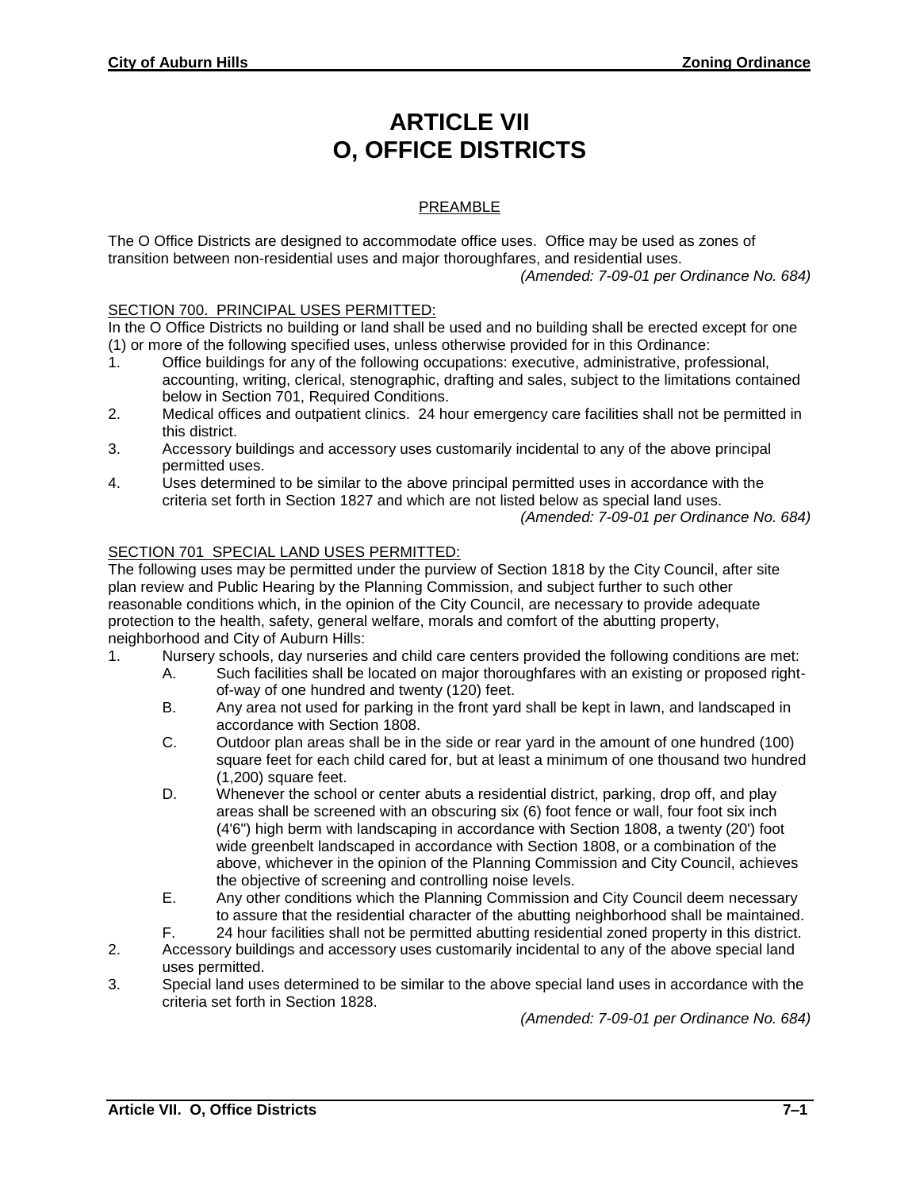# ARTICLE VII
# O, OFFICE DISTRICTS

## PREAMBLE

The O Office Districts are designed to accommodate office uses. Office may be used as zones of transition between non-residential uses and major thoroughfares, and residential uses.

*(Amended: 7-09-01 per Ordinance No. 684)*

## SECTION 700. PRINCIPAL USES PERMITTED:

In the O Office Districts no building or land shall be used and no building shall be erected except for one (1) or more of the following specified uses, unless otherwise provided for in this Ordinance:

1. Office buildings for any of the following occupations: executive, administrative, professional, accounting, writing, clerical, stenographic, drafting and sales, subject to the limitations contained below in Section 701, Required Conditions.
2. Medical offices and outpatient clinics. 24 hour emergency care facilities shall not be permitted in this district.
3. Accessory buildings and accessory uses customarily incidental to any of the above principal permitted uses.
4. Uses determined to be similar to the above principal permitted uses in accordance with the criteria set forth in Section 1827 and which are not listed below as special land uses.

*(Amended: 7-09-01 per Ordinance No. 684)*

## SECTION 701 SPECIAL LAND USES PERMITTED:

The following uses may be permitted under the purview of Section 1818 by the City Council, after site plan review and Public Hearing by the Planning Commission, and subject further to such other reasonable conditions which, in the opinion of the City Council, are necessary to provide adequate protection to the health, safety, general welfare, morals and comfort of the abutting property, neighborhood and City of Auburn Hills:

1. Nursery schools, day nurseries and child care centers provided the following conditions are met:
   - A. Such facilities shall be located on major thoroughfares with an existing or proposed right-of-way of one hundred and twenty (120) feet.
   - B. Any area not used for parking in the front yard shall be kept in lawn, and landscaped in accordance with Section 1808.
   - C. Outdoor plan areas shall be in the side or rear yard in the amount of one hundred (100) square feet for each child cared for, but at least a minimum of one thousand two hundred (1,200) square feet.
   - D. Whenever the school or center abuts a residential district, parking, drop off, and play areas shall be screened with an obscuring six (6) foot fence or wall, four foot six inch (4'6") high berm with landscaping in accordance with Section 1808, a twenty (20') foot wide greenbelt landscaped in accordance with Section 1808, or a combination of the above, whichever in the opinion of the Planning Commission and City Council, achieves the objective of screening and controlling noise levels.
   - E. Any other conditions which the Planning Commission and City Council deem necessary to assure that the residential character of the abutting neighborhood shall be maintained.
   - F. 24 hour facilities shall not be permitted abutting residential zoned property in this district.
2. Accessory buildings and accessory uses customarily incidental to any of the above special land uses permitted.
3. Special land uses determined to be similar to the above special land uses in accordance with the criteria set forth in Section 1828.

*(Amended: 7-09-01 per Ordinance No. 684)*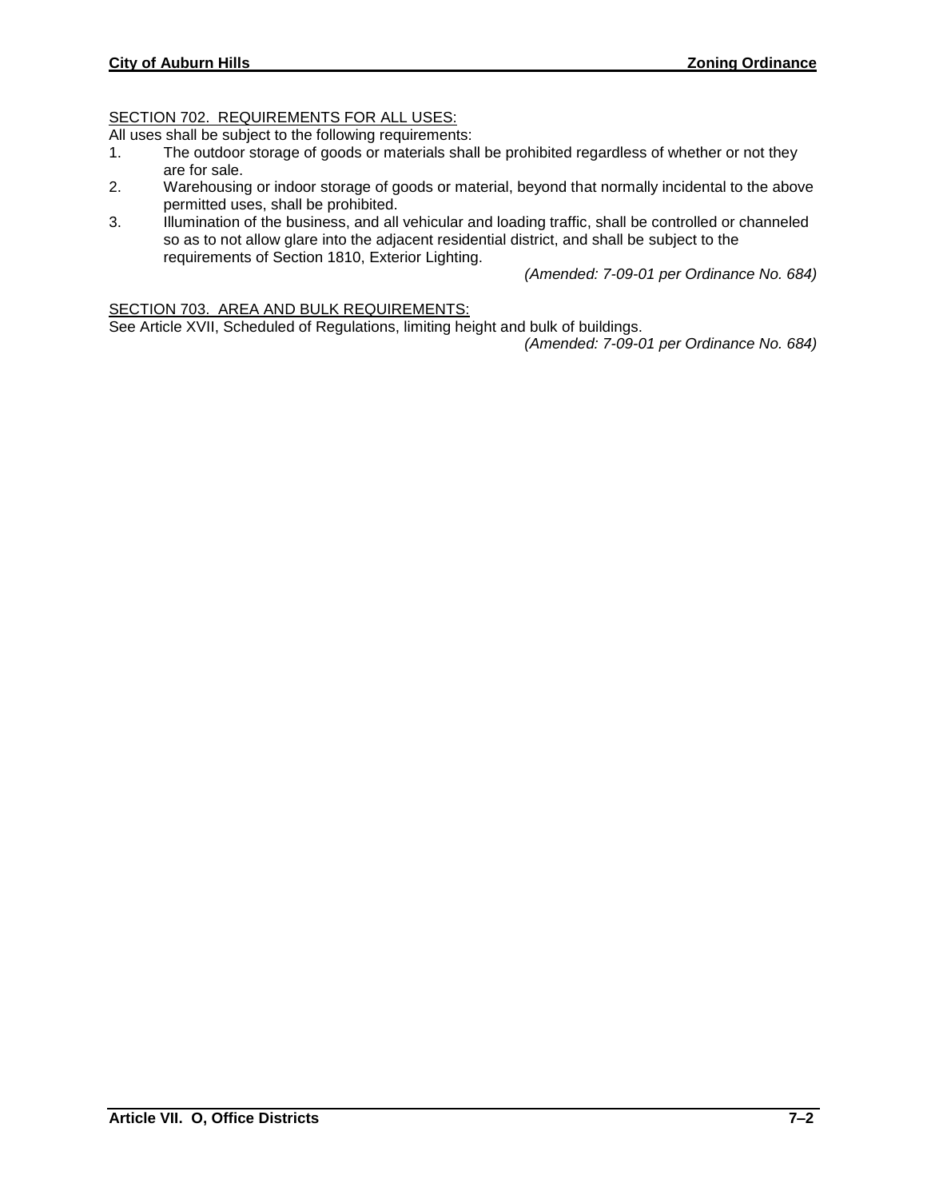## SECTION 702. REQUIREMENTS FOR ALL USES:

All uses shall be subject to the following requirements:

1. The outdoor storage of goods or materials shall be prohibited regardless of whether or not they are for sale.
2. Warehousing or indoor storage of goods or material, beyond that normally incidental to the above permitted uses, shall be prohibited.
3. Illumination of the business, and all vehicular and loading traffic, shall be controlled or channeled so as to not allow glare into the adjacent residential district, and shall be subject to the requirements of Section 1810, Exterior Lighting.

*(Amended: 7-09-01 per Ordinance No. 684)*

## SECTION 703. AREA AND BULK REQUIREMENTS:

See Article XVII, Scheduled of Regulations, limiting height and bulk of buildings.

*(Amended: 7-09-01 per Ordinance No. 684)*